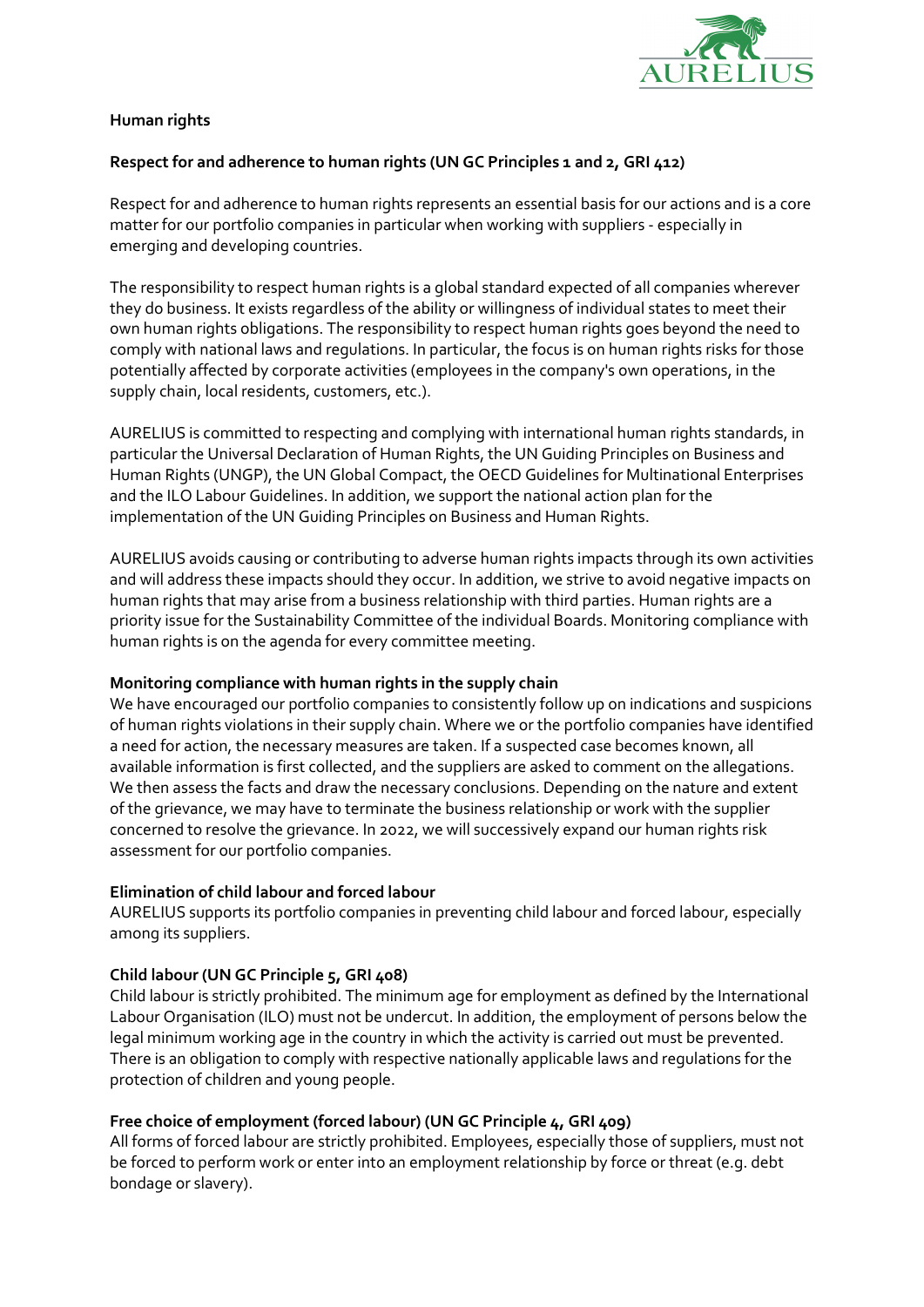## Human rights

### Respect for and adherence to human rights (UN GC Principles 1 and 2, GRI 412)

Respect for and adherence to human rights represents an essential basis for our actions and is a core matter for our portfolio companies in particular when working with suppliers - especially in emerging and developing countries.

The responsibility to respect human rights is a global standard expected of all companies wherever they do business. It exists regardless of the ability or willingness of individual states to meet their own human rights obligations. The responsibility to respect human rights goes beyond the need to comply with national laws and regulations. In particular, the focus is on human rights risks for those potentially affected by corporate activities (employees in the company's own operations, in the supply chain, local residents, customers, etc.).

AURELIUS is committed to respecting and complying with international human rights standards, in particular the Universal Declaration of Human Rights, the UN Guiding Principles on Business and Human Rights (UNGP), the UN Global Compact, the OECD Guidelines for Multinational Enterprises and the ILO Labour Guidelines. In addition, we support the national action plan for the implementation of the UN Guiding Principles on Business and Human Rights.

AURELIUS avoids causing or contributing to adverse human rights impacts through its own activities and will address these impacts should they occur. In addition, we strive to avoid negative impacts on human rights that may arise from a business relationship with third parties. Human rights are a priority issue for the Sustainability Committee of the individual Boards. Monitoring compliance with human rights is on the agenda for every committee meeting.

### Monitoring compliance with human rights in the supply chain

We have encouraged our portfolio companies to consistently follow up on indications and suspicions of human rights violations in their supply chain. Where we or the portfolio companies have identified a need for action, the necessary measures are taken. If a suspected case becomes known, all available information is first collected, and the suppliers are asked to comment on the allegations. We then assess the facts and draw the necessary conclusions. Depending on the nature and extent of the grievance, we may have to terminate the business relationship or work with the supplier concerned to resolve the grievance. In 2022, we will successively expand our human rights risk assessment for our portfolio companies.

### Elimination of child labour and forced labour

AURELIUS supports its portfolio companies in preventing child labour and forced labour, especially among its suppliers.

### Child labour (UN GC Principle 5, GRI 408)

Child labour is strictly prohibited. The minimum age for employment as defined by the International Labour Organisation (ILO) must not be undercut. In addition, the employment of persons below the legal minimum working age in the country in which the activity is carried out must be prevented. There is an obligation to comply with respective nationally applicable laws and regulations for the protection of children and young people.

### Free choice of employment (forced labour) (UN GC Principle 4, GRI 409)

All forms of forced labour are strictly prohibited. Employees, especially those of suppliers, must not be forced to perform work or enter into an employment relationship by force or threat (e.g. debt bondage or slavery).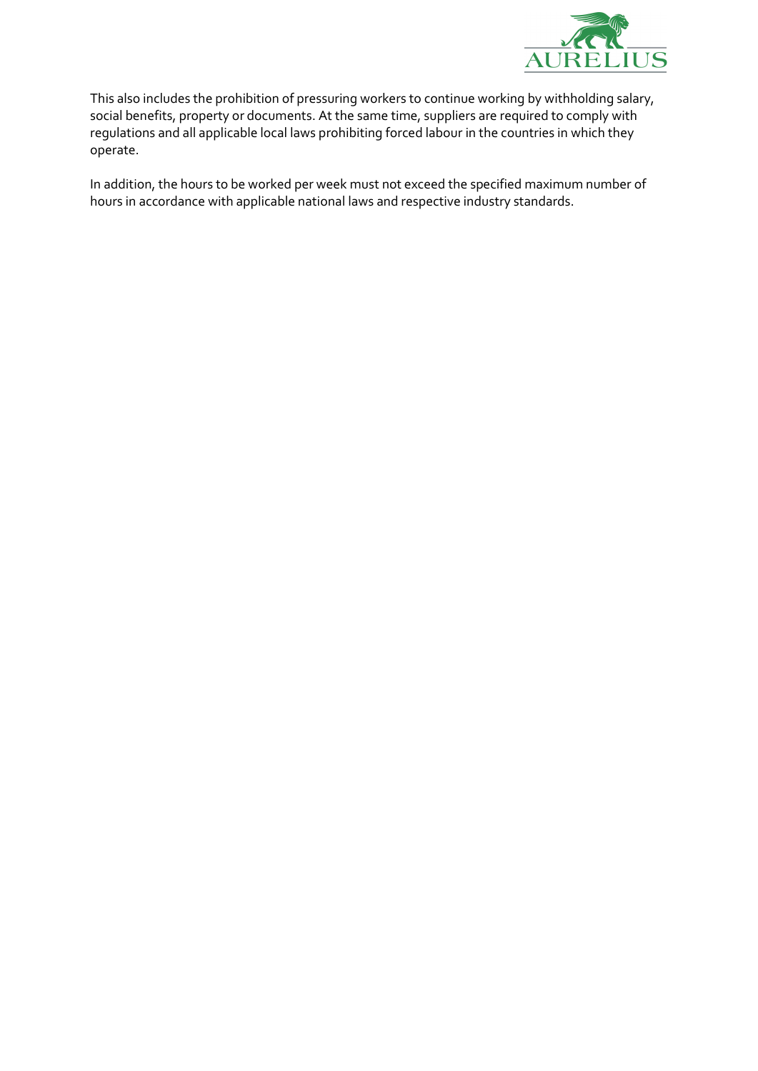This also includes the prohibition of pressuring workers to continue working by withholding salary, social benefits, property or documents. At the same time, suppliers are required to comply with regulations and all applicable local laws prohibiting forced labour in the countries in which they operate.

In addition, the hours to be worked per week must not exceed the specified maximum number of hours in accordance with applicable national laws and respective industry standards.